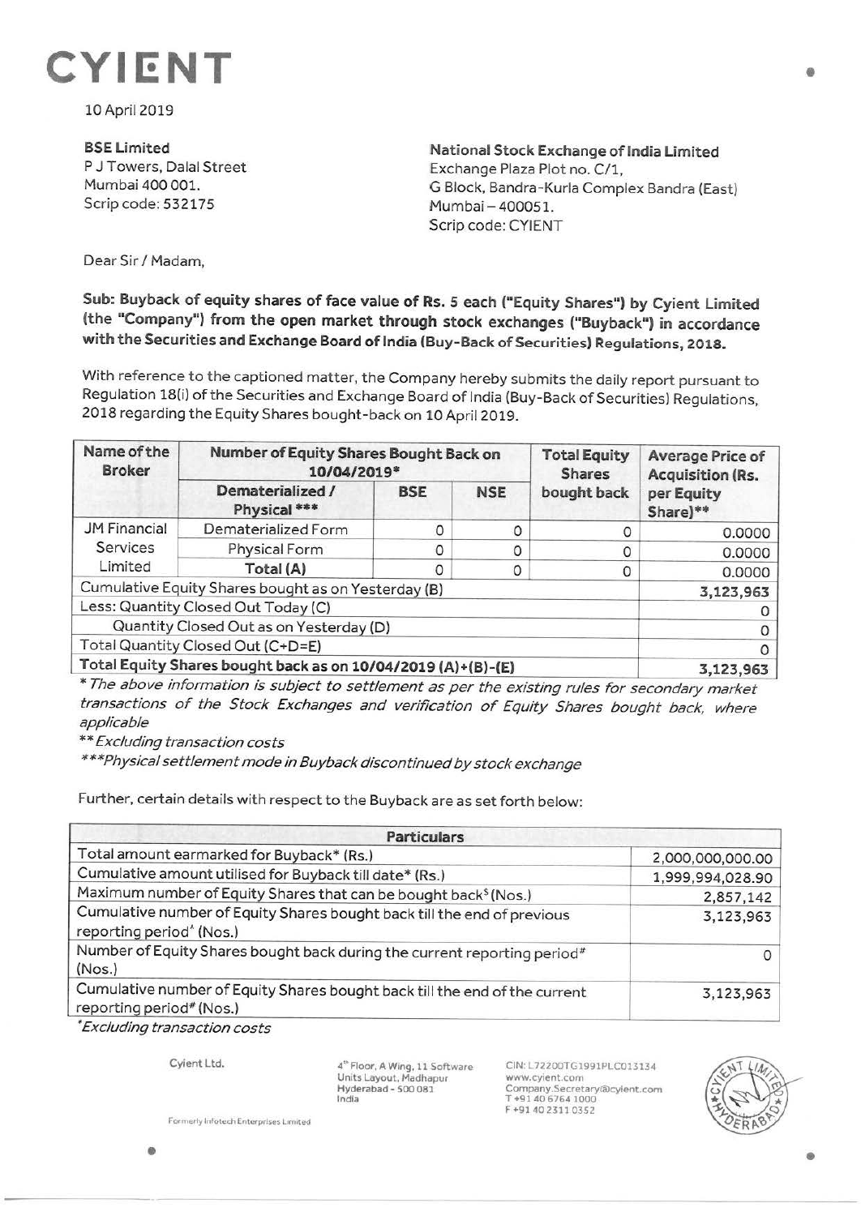# CYIENT

10 April 2019

**BSE Limited**
P J Towers, Dalal Street
Mumbai 400 001.
Scrip code: 532175

**National Stock Exchange of India Limited**
Exchange Plaza Plot no. C/1,
G Block, Bandra-Kurla Complex Bandra (East)
Mumbai – 400051.
Scrip code: CYIENT

Dear Sir / Madam,

**Sub: Buyback of equity shares of face value of Rs. 5 each ("Equity Shares") by Cyient Limited (the "Company") from the open market through stock exchanges ("Buyback") in accordance with the Securities and Exchange Board of India (Buy-Back of Securities) Regulations, 2018.**

With reference to the captioned matter, the Company hereby submits the daily report pursuant to Regulation 18(i) of the Securities and Exchange Board of India (Buy-Back of Securities) Regulations, 2018 regarding the Equity Shares bought-back on 10 April 2019.

| Name of the Broker | Number of Equity Shares Bought Back on 10/04/2019* | | | Total Equity Shares bought back | Average Price of Acquisition (Rs. per Equity Share)** |
|---|---|---|---|---|---|
| | Dematerialized / Physical *** | BSE | NSE | | |
| JM Financial Services Limited | Dematerialized Form | 0 | 0 | 0 | 0.0000 |
| | Physical Form | 0 | 0 | 0 | 0.0000 |
| | **Total (A)** | 0 | 0 | 0 | 0.0000 |
| Cumulative Equity Shares bought as on Yesterday (B) | | | | | 3,123,963 |
| Less: Quantity Closed Out Today (C) | | | | | 0 |
| Quantity Closed Out as on Yesterday (D) | | | | | 0 |
| Total Quantity Closed Out (C+D=E) | | | | | 0 |
| **Total Equity Shares bought back as on 10/04/2019 (A)+(B)-(E)** | | | | | 3,123,963 |

*\* The above information is subject to settlement as per the existing rules for secondary market transactions of the Stock Exchanges and verification of Equity Shares bought back, where applicable*

*\*\* Excluding transaction costs*

*\*\*\*Physical settlement mode in Buyback discontinued by stock exchange*

Further, certain details with respect to the Buyback are as set forth below:

| Particulars | |
|---|---|
| Total amount earmarked for Buyback* (Rs.) | 2,000,000,000.00 |
| Cumulative amount utilised for Buyback till date* (Rs.) | 1,999,994,028.90 |
| Maximum number of Equity Shares that can be bought back$ (Nos.) | 2,857,142 |
| Cumulative number of Equity Shares bought back till the end of previous reporting period^ (Nos.) | 3,123,963 |
| Number of Equity Shares bought back during the current reporting period# (Nos.) | 0 |
| Cumulative number of Equity Shares bought back till the end of the current reporting period# (Nos.) | 3,123,963 |

*\*Excluding transaction costs*

Cyient Ltd.
Formerly Infotech Enterprises Limited

4th Floor, A Wing, 11 Software Units Layout, Madhapur
Hyderabad - 500 081
India

CIN: L72200TG1991PLC013134
www.cyient.com
Company.Secretary@cyient.com
T +91 40 6764 1000
F +91 40 2311 0352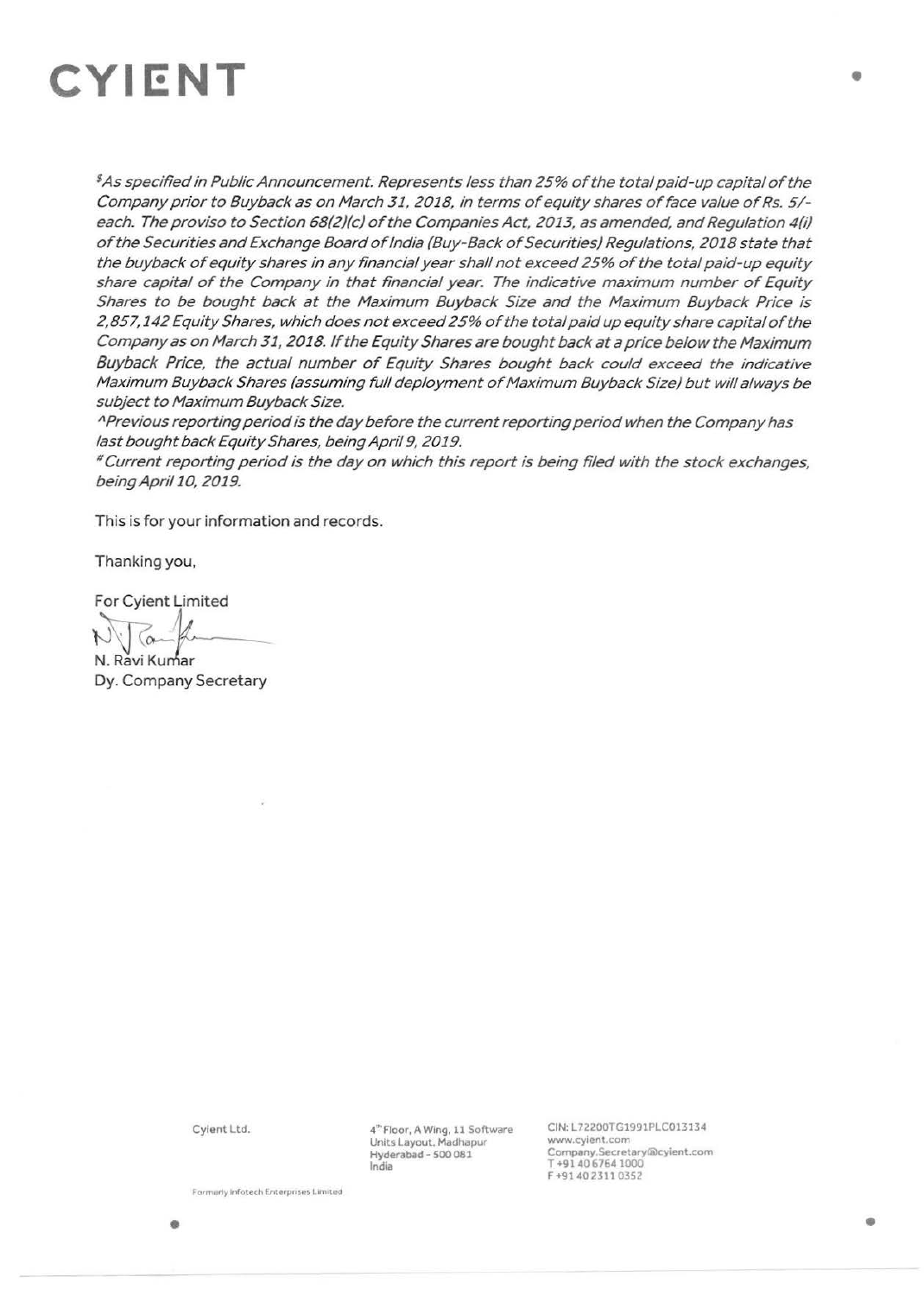# CYIENT

*$As specified in Public Announcement. Represents less than 25% of the total paid-up capital of the Company prior to Buyback as on March 31, 2018, in terms of equity shares of face value of Rs. 5/- each. The proviso to Section 68(2)(c) of the Companies Act, 2013, as amended, and Regulation 4(i) of the Securities and Exchange Board of India (Buy-Back of Securities) Regulations, 2018 state that the buyback of equity shares in any financial year shall not exceed 25% of the total paid-up equity share capital of the Company in that financial year. The indicative maximum number of Equity Shares to be bought back at the Maximum Buyback Size and the Maximum Buyback Price is 2,857,142 Equity Shares, which does not exceed 25% of the total paid up equity share capital of the Company as on March 31, 2018. If the Equity Shares are bought back at a price below the Maximum Buyback Price, the actual number of Equity Shares bought back could exceed the indicative Maximum Buyback Shares (assuming full deployment of Maximum Buyback Size) but will always be subject to Maximum Buyback Size.*

*^Previous reporting period is the day before the current reporting period when the Company has last bought back Equity Shares, being April 9, 2019.*

*#Current reporting period is the day on which this report is being filed with the stock exchanges, being April 10, 2019.*

This is for your information and records.

Thanking you,

For Cyient Limited

N. Ravi Kumar
Dy. Company Secretary

Cyient Ltd.

4th Floor, A Wing, 11 Software Units Layout, Madhapur
Hyderabad - 500 081
India

CIN: L72200TG1991PLC013134
www.cyient.com
Company.Secretary@cyient.com
T +91 40 6764 1000
F +91 40 2311 0352

Formerly Infotech Enterprises Limited